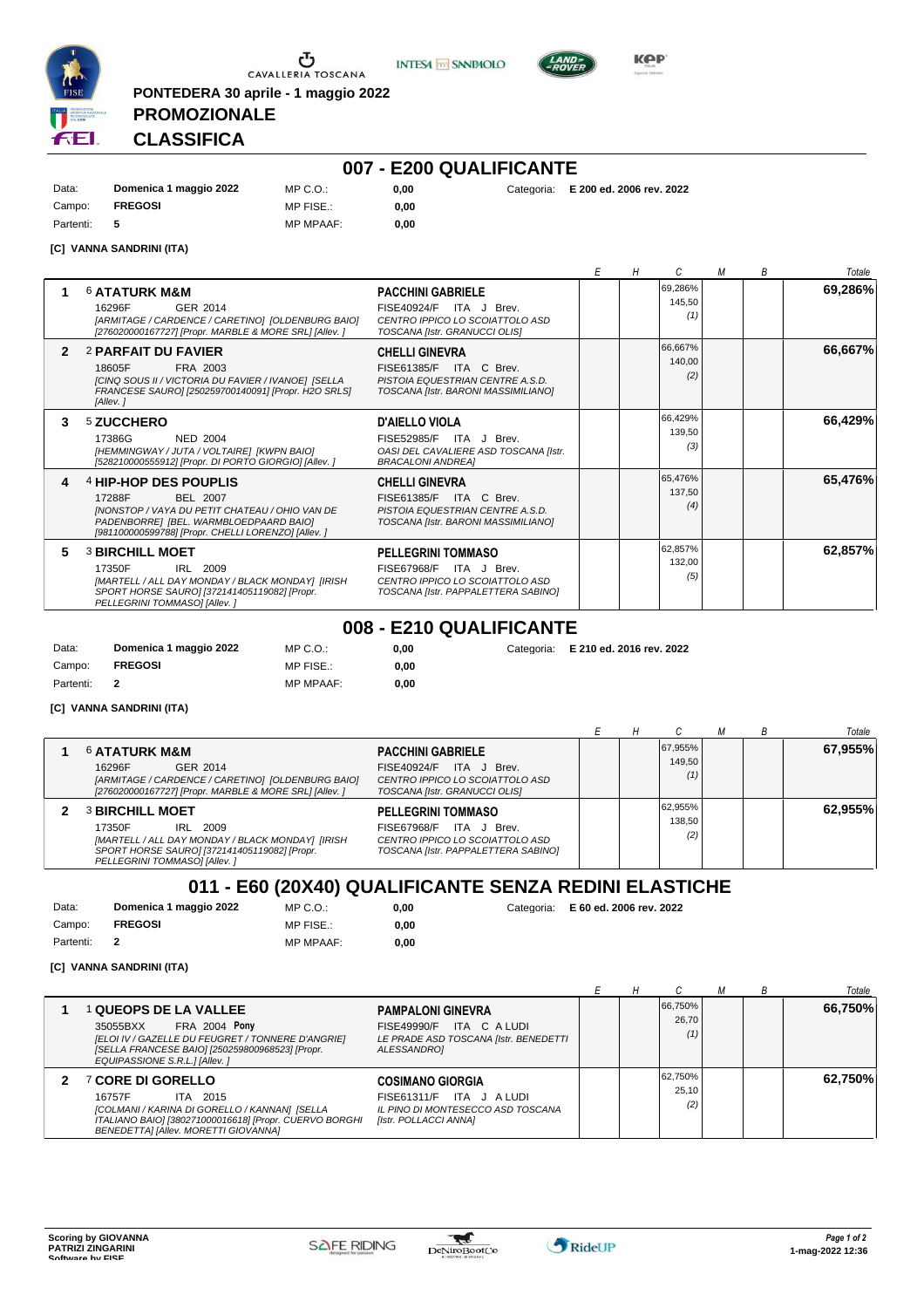CAVALLERIA TOSCANA

**PONTEDERA 30 aprile - 1 maggio 2022**

# PROMOZIONALE

# CLASSIFICA

## 007 - E200 QUALIFICANTE

| | | | | |
|---|---|---|---|---|
| Data: | **Domenica 1 maggio 2022** | MP C.O.: | **0,00** | Categoria: **E 200 ed. 2006 rev. 2022** |
| Campo: | **FREGOSI** | MP FISE.: | **0,00** | |
| Partenti: | **5** | MP MPAAF: | **0,00** | |

**[C] VANNA SANDRINI (ITA)**

| | Cavallo | Cavaliere | E | H | C | M | B | Totale |
|---|---|---|---|---|---|---|---|---|
| 1 | 6 **ATATURK M&M** 16296F GER 2014 *[ARMITAGE / CARDENCE / CARETINO] [OLDENBURG BAIO] [276020000167727] [Propr. MARBLE & MORE SRL] [Allev. ]* | **PACCHINI GABRIELE** FISE40924/F ITA J Brev. *CENTRO IPPICO LO SCOIATTOLO ASD TOSCANA [Istr. GRANUCCI OLIS]* | | | 69,286% 145,50 (1) | | | **69,286%** |
| 2 | 2 **PARFAIT DU FAVIER** 18605F FRA 2003 *[CINQ SOUS II / VICTORIA DU FAVIER / IVANOE] [SELLA FRANCESE SAURO] [250259700140091] [Propr. H2O SRLS] [Allev. ]* | **CHELLI GINEVRA** FISE61385/F ITA C Brev. *PISTOIA EQUESTRIAN CENTRE A.S.D. TOSCANA [Istr. BARONI MASSIMILIANO]* | | | 66,667% 140,00 (2) | | | **66,667%** |
| 3 | 5 **ZUCCHERO** 17386G NED 2004 *[HEMMINGWAY / JUTA / VOLTAIRE] [KWPN BAIO] [528210000555912] [Propr. DI PORTO GIORGIO] [Allev. ]* | **D'AIELLO VIOLA** FISE52985/F ITA J Brev. *OASI DEL CAVALIERE ASD TOSCANA [Istr. BRACALONI ANDREA]* | | | 66,429% 139,50 (3) | | | **66,429%** |
| 4 | 4 **HIP-HOP DES POUPLIS** 17288F BEL 2007 *[NONSTOP / VAYA DU PETIT CHATEAU / OHIO VAN DE PADENBORRE] [BEL. WARMBLOEDPAARD BAIO] [981100000599788] [Propr. CHELLI LORENZO] [Allev. ]* | **CHELLI GINEVRA** FISE61385/F ITA C Brev. *PISTOIA EQUESTRIAN CENTRE A.S.D. TOSCANA [Istr. BARONI MASSIMILIANO]* | | | 65,476% 137,50 (4) | | | **65,476%** |
| 5 | 3 **BIRCHILL MOET** 17350F IRL 2009 *[MARTELL / ALL DAY MONDAY / BLACK MONDAY] [IRISH SPORT HORSE SAURO] [372141405119082] [Propr. PELLEGRINI TOMMASO] [Allev. ]* | **PELLEGRINI TOMMASO** FISE67968/F ITA J Brev. *CENTRO IPPICO LO SCOIATTOLO ASD TOSCANA [Istr. PAPPALETTERA SABINO]* | | | 62,857% 132,00 (5) | | | **62,857%** |

## 008 - E210 QUALIFICANTE

| | | | | |
|---|---|---|---|---|
| Data: | **Domenica 1 maggio 2022** | MP C.O.: | **0,00** | Categoria: **E 210 ed. 2016 rev. 2022** |
| Campo: | **FREGOSI** | MP FISE.: | **0,00** | |
| Partenti: | **2** | MP MPAAF: | **0,00** | |

**[C] VANNA SANDRINI (ITA)**

| | Cavallo | Cavaliere | E | H | C | M | B | Totale |
|---|---|---|---|---|---|---|---|---|
| 1 | 6 **ATATURK M&M** 16296F GER 2014 *[ARMITAGE / CARDENCE / CARETINO] [OLDENBURG BAIO] [276020000167727] [Propr. MARBLE & MORE SRL] [Allev. ]* | **PACCHINI GABRIELE** FISE40924/F ITA J Brev. *CENTRO IPPICO LO SCOIATTOLO ASD TOSCANA [Istr. GRANUCCI OLIS]* | | | 67,955% 149,50 (1) | | | **67,955%** |
| 2 | 3 **BIRCHILL MOET** 17350F IRL 2009 *[MARTELL / ALL DAY MONDAY / BLACK MONDAY] [IRISH SPORT HORSE SAURO] [372141405119082] [Propr. PELLEGRINI TOMMASO] [Allev. ]* | **PELLEGRINI TOMMASO** FISE67968/F ITA J Brev. *CENTRO IPPICO LO SCOIATTOLO ASD TOSCANA [Istr. PAPPALETTERA SABINO]* | | | 62,955% 138,50 (2) | | | **62,955%** |

## 011 - E60 (20X40) QUALIFICANTE SENZA REDINI ELASTICHE

| | | | | |
|---|---|---|---|---|
| Data: | **Domenica 1 maggio 2022** | MP C.O.: | **0,00** | Categoria: **E 60 ed. 2006 rev. 2022** |
| Campo: | **FREGOSI** | MP FISE.: | **0,00** | |
| Partenti: | **2** | MP MPAAF: | **0,00** | |

**[C] VANNA SANDRINI (ITA)**

| | Cavallo | Cavaliere | E | H | C | M | B | Totale |
|---|---|---|---|---|---|---|---|---|
| 1 | 1 **QUEOPS DE LA VALLEE** 35055BXX FRA 2004 **Pony** *[ELOI IV / GAZELLE DU FEUGRET / TONNERE D'ANGRIE] [SELLA FRANCESE BAIO] [250259800968523] [Propr. EQUIPASSIONE S.R.L.] [Allev. ]* | **PAMPALONI GINEVRA** FISE49990/F ITA C A LUDI *LE PRADE ASD TOSCANA [Istr. BENEDETTI ALESSANDRO]* | | | 66,750% 26,70 (1) | | | **66,750%** |
| 2 | 7 **CORE DI GORELLO** 16757F ITA 2015 *[COLMANI / KARINA DI GORELLO / KANNAN] [SELLA ITALIANO BAIO] [380271000016618] [Propr. CUERVO BORGHI BENEDETTA] [Allev. MORETTI GIOVANNA]* | **COSIMANO GIORGIA** FISE61311/F ITA J A LUDI *IL PINO DI MONTESECCO ASD TOSCANA [Istr. POLLACCI ANNA]* | | | 62,750% 25,10 (2) | | | **62,750%** |

**Scoring by GIOVANNA PATRIZI ZINGARINI**
Software by FISE

1-mag-2022 12:36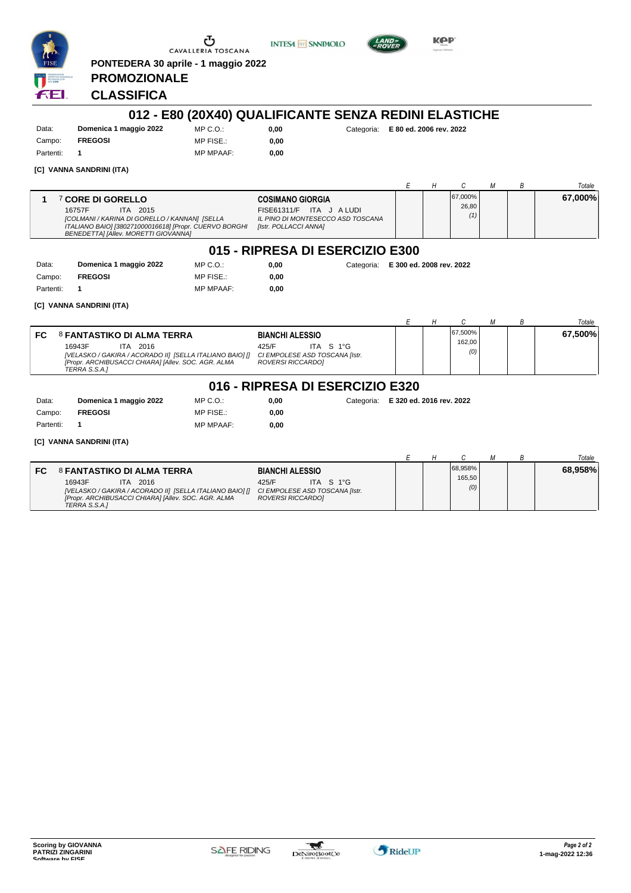PONTEDERA 30 aprile - 1 maggio 2022

**PROMOZIONALE**

**CLASSIFICA**

## 012 - E80 (20X40) QUALIFICANTE SENZA REDINI ELASTICHE

| | | | | | |
|---|---|---|---|---|---|
| Data: | **Domenica 1 maggio 2022** | MP C.O.: | **0,00** | Categoria: | **E 80 ed. 2006 rev. 2022** |
| Campo: | **FREGOSI** | MP FISE.: | **0,00** | | |
| Partenti: | **1** | MP MPAAF: | **0,00** | | |

**[C] VANNA SANDRINI (ITA)**

| | | | E | H | C | M | B | Totale |
|---|---|---|---|---|---|---|---|---|
| 1 | 7 **CORE DI GORELLO** 16757F ITA 2015 *[COLMANI / KARINA DI GORELLO / KANNAN] [SELLA ITALIANO BAIO] [380271000016618] [Propr. CUERVO BORGHI BENEDETTA] [Allev. MORETTI GIOVANNA]* | **COSIMANO GIORGIA** FISE61311/F ITA J A LUDI *IL PINO DI MONTESECCO ASD TOSCANA [Istr. POLLACCI ANNA]* | | | 67,000% 26,80 *(1)* | | | **67,000%** |

## 015 - RIPRESA DI ESERCIZIO E300

| | | | | | |
|---|---|---|---|---|---|
| Data: | **Domenica 1 maggio 2022** | MP C.O.: | **0,00** | Categoria: | **E 300 ed. 2008 rev. 2022** |
| Campo: | **FREGOSI** | MP FISE.: | **0,00** | | |
| Partenti: | **1** | MP MPAAF: | **0,00** | | |

**[C] VANNA SANDRINI (ITA)**

| | | | E | H | C | M | B | Totale |
|---|---|---|---|---|---|---|---|---|
| FC | 8 **FANTASTIKO DI ALMA TERRA** 16943F ITA 2016 *[VELASKO / GAKIRA / ACORADO II] [SELLA ITALIANO BAIO] [] [Propr. ARCHIBUSACCI CHIARA] [Allev. SOC. AGR. ALMA TERRA S.S.A.]* | **BIANCHI ALESSIO** 425/F ITA S 1°G *CI EMPOLESE ASD TOSCANA [Istr. ROVERSI RICCARDO]* | | | 67,500% 162,00 *(0)* | | | **67,500%** |

## 016 - RIPRESA DI ESERCIZIO E320

| | | | | | |
|---|---|---|---|---|---|
| Data: | **Domenica 1 maggio 2022** | MP C.O.: | **0,00** | Categoria: | **E 320 ed. 2016 rev. 2022** |
| Campo: | **FREGOSI** | MP FISE.: | **0,00** | | |
| Partenti: | **1** | MP MPAAF: | **0,00** | | |

**[C] VANNA SANDRINI (ITA)**

| | | | E | H | C | M | B | Totale |
|---|---|---|---|---|---|---|---|---|
| FC | 8 **FANTASTIKO DI ALMA TERRA** 16943F ITA 2016 *[VELASKO / GAKIRA / ACORADO II] [SELLA ITALIANO BAIO] [] [Propr. ARCHIBUSACCI CHIARA] [Allev. SOC. AGR. ALMA TERRA S.S.A.]* | **BIANCHI ALESSIO** 425/F ITA S 1°G *CI EMPOLESE ASD TOSCANA [Istr. ROVERSI RICCARDO]* | | | 68,958% 165,50 *(0)* | | | **68,958%** |

**Scoring by GIOVANNA PATRIZI ZINGARINI**
**Software by FISE**

**1-mag-2022 12:36**